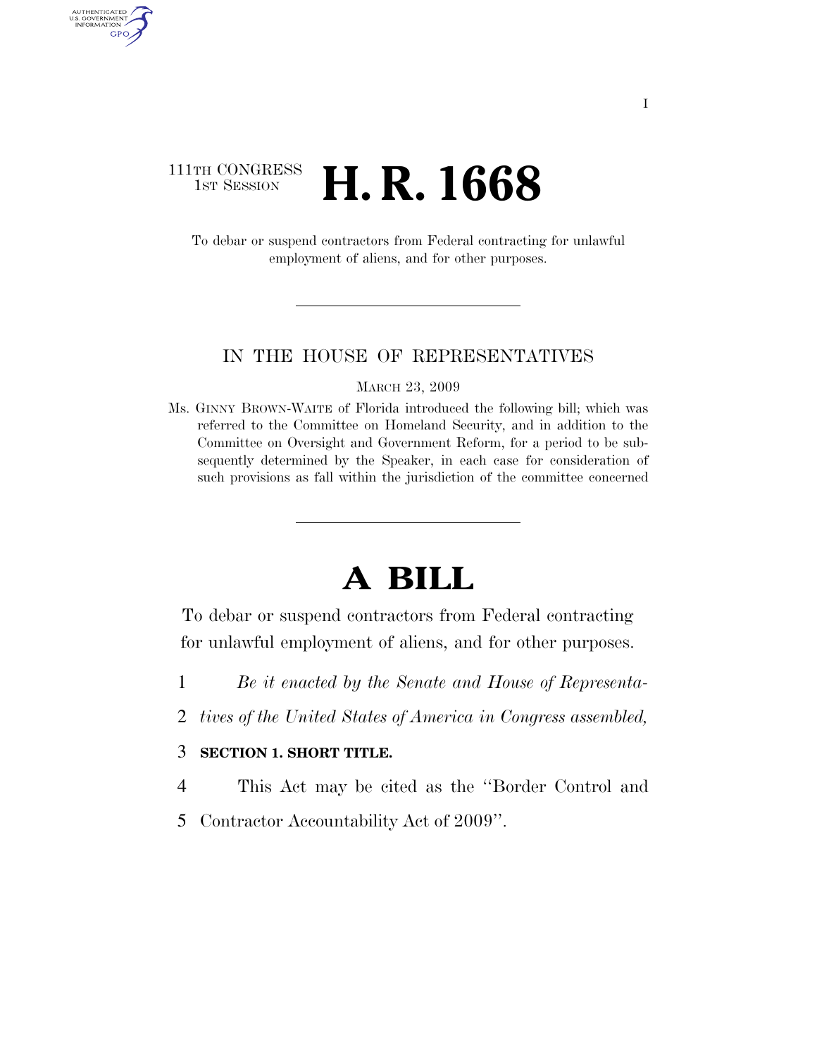111TH CONGRESS
1ST SESSION

# H. R. 1668

To debar or suspend contractors from Federal contracting for unlawful employment of aliens, and for other purposes.

---

IN THE HOUSE OF REPRESENTATIVES

MARCH 23, 2009

Ms. GINNY BROWN-WAITE of Florida introduced the following bill; which was referred to the Committee on Homeland Security, and in addition to the Committee on Oversight and Government Reform, for a period to be subsequently determined by the Speaker, in each case for consideration of such provisions as fall within the jurisdiction of the committee concerned

---

# A BILL

To debar or suspend contractors from Federal contracting for unlawful employment of aliens, and for other purposes.

1 *Be it enacted by the Senate and House of Representa-*
2 *tives of the United States of America in Congress assembled,*

3 **SECTION 1. SHORT TITLE.**

4 This Act may be cited as the ''Border Control and
5 Contractor Accountability Act of 2009''.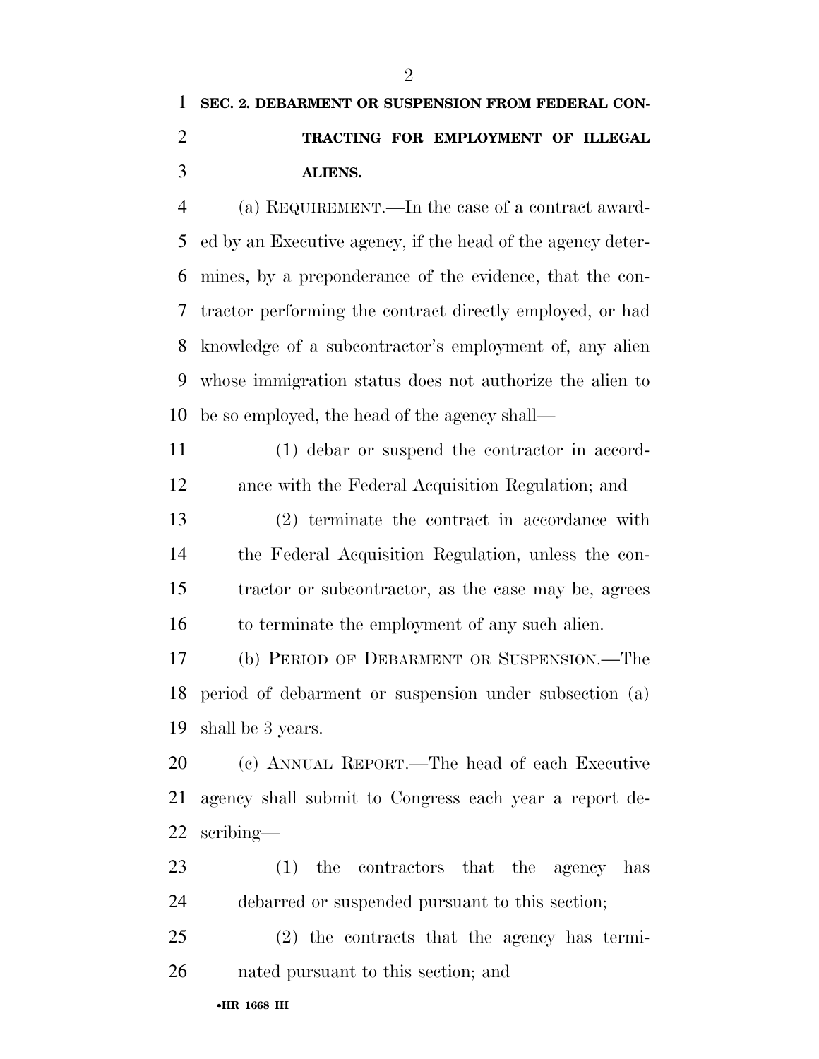**SEC. 2. DEBARMENT OR SUSPENSION FROM FEDERAL CONTRACTING FOR EMPLOYMENT OF ILLEGAL ALIENS.**

(a) REQUIREMENT.—In the case of a contract awarded by an Executive agency, if the head of the agency determines, by a preponderance of the evidence, that the contractor performing the contract directly employed, or had knowledge of a subcontractor's employment of, any alien whose immigration status does not authorize the alien to be so employed, the head of the agency shall—

(1) debar or suspend the contractor in accordance with the Federal Acquisition Regulation; and

(2) terminate the contract in accordance with the Federal Acquisition Regulation, unless the contractor or subcontractor, as the case may be, agrees to terminate the employment of any such alien.

(b) PERIOD OF DEBARMENT OR SUSPENSION.—The period of debarment or suspension under subsection (a) shall be 3 years.

(c) ANNUAL REPORT.—The head of each Executive agency shall submit to Congress each year a report describing—

(1) the contractors that the agency has debarred or suspended pursuant to this section;

(2) the contracts that the agency has terminated pursuant to this section; and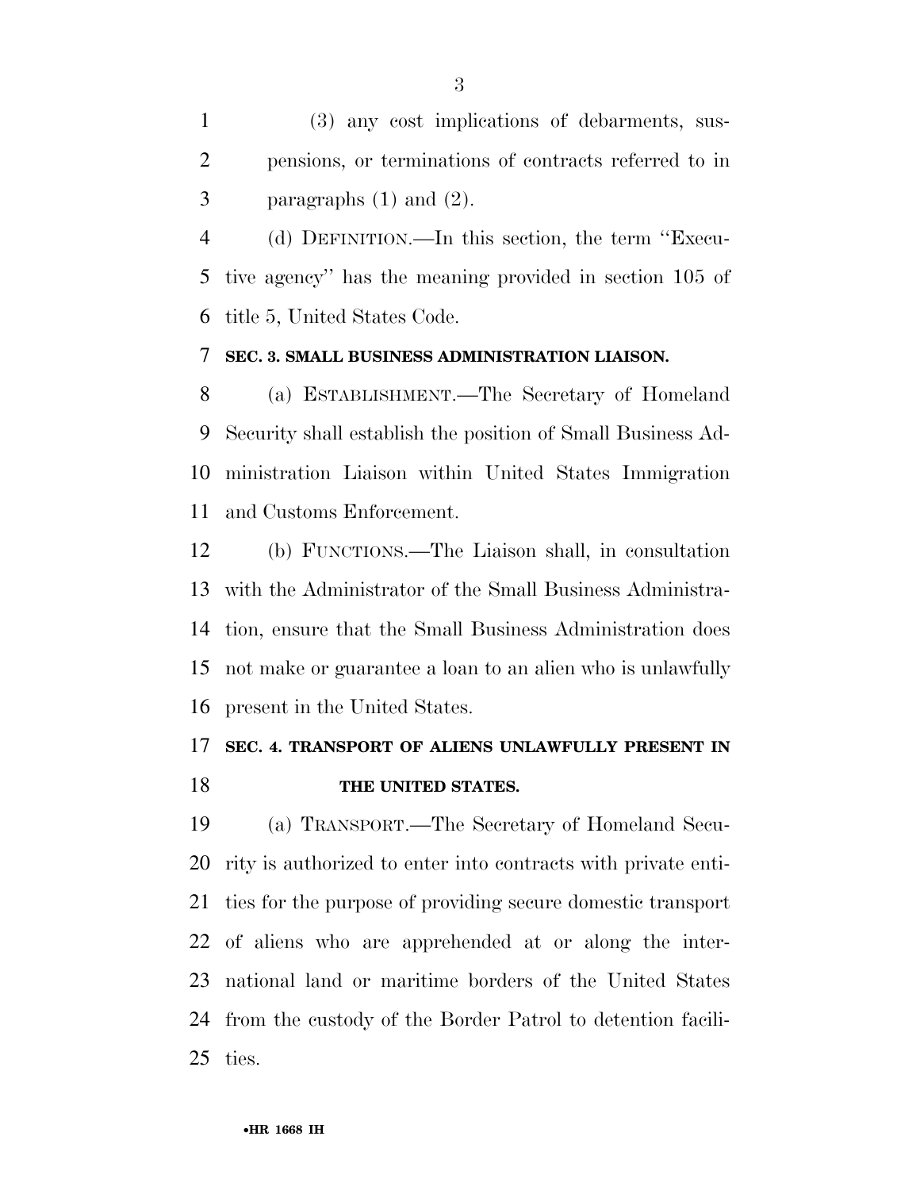(3) any cost implications of debarments, suspensions, or terminations of contracts referred to in paragraphs (1) and (2).

(d) DEFINITION.—In this section, the term ''Executive agency'' has the meaning provided in section 105 of title 5, United States Code.

**SEC. 3. SMALL BUSINESS ADMINISTRATION LIAISON.**

(a) ESTABLISHMENT.—The Secretary of Homeland Security shall establish the position of Small Business Administration Liaison within United States Immigration and Customs Enforcement.

(b) FUNCTIONS.—The Liaison shall, in consultation with the Administrator of the Small Business Administration, ensure that the Small Business Administration does not make or guarantee a loan to an alien who is unlawfully present in the United States.

**SEC. 4. TRANSPORT OF ALIENS UNLAWFULLY PRESENT IN THE UNITED STATES.**

(a) TRANSPORT.—The Secretary of Homeland Security is authorized to enter into contracts with private entities for the purpose of providing secure domestic transport of aliens who are apprehended at or along the international land or maritime borders of the United States from the custody of the Border Patrol to detention facilities.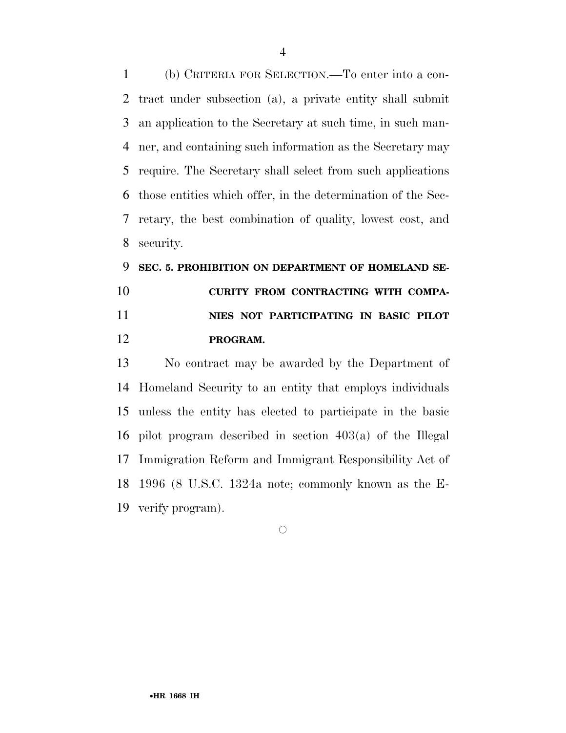(b) CRITERIA FOR SELECTION.—To enter into a contract under subsection (a), a private entity shall submit an application to the Secretary at such time, in such manner, and containing such information as the Secretary may require. The Secretary shall select from such applications those entities which offer, in the determination of the Secretary, the best combination of quality, lowest cost, and security.

**SEC. 5. PROHIBITION ON DEPARTMENT OF HOMELAND SECURITY FROM CONTRACTING WITH COMPANIES NOT PARTICIPATING IN BASIC PILOT PROGRAM.**

No contract may be awarded by the Department of Homeland Security to an entity that employs individuals unless the entity has elected to participate in the basic pilot program described in section 403(a) of the Illegal Immigration Reform and Immigrant Responsibility Act of 1996 (8 U.S.C. 1324a note; commonly known as the E-verify program).